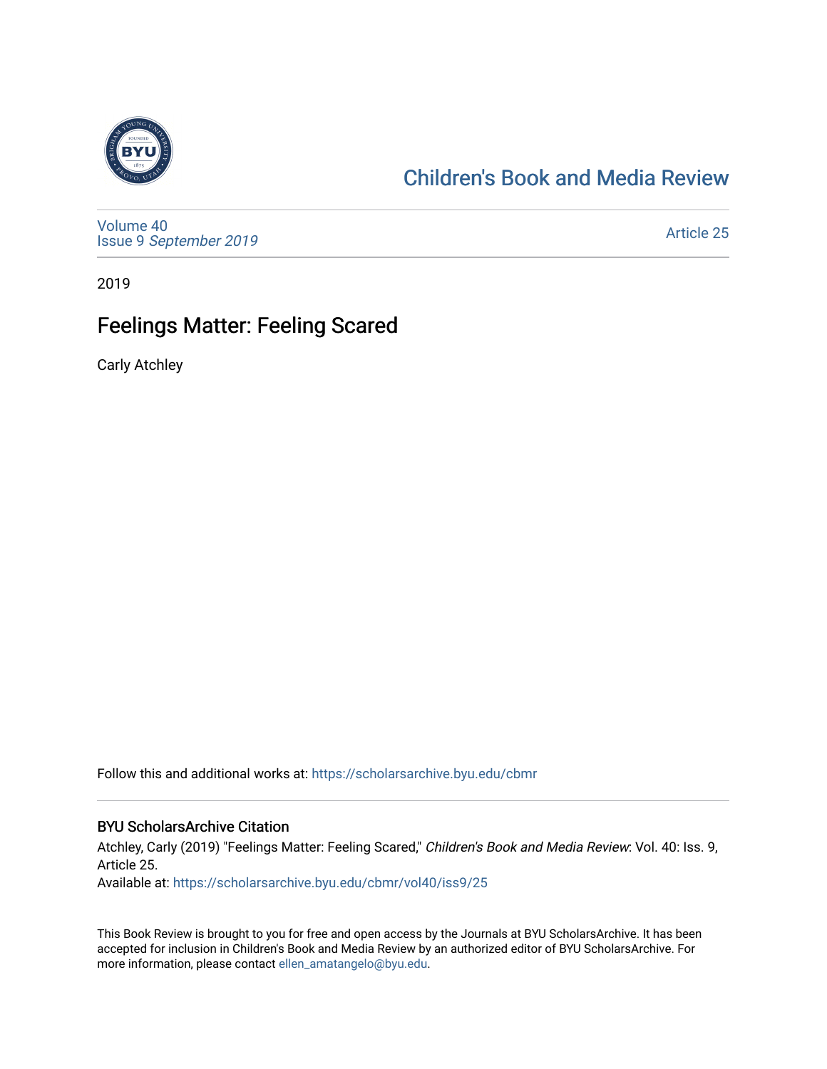# Children's Book and Media Review

Volume 40
Issue 9 *September 2019*

Article 25

2019

## Feelings Matter: Feeling Scared

Carly Atchley

Follow this and additional works at: https://scholarsarchive.byu.edu/cbmr

### BYU ScholarsArchive Citation

Atchley, Carly (2019) "Feelings Matter: Feeling Scared," *Children's Book and Media Review*: Vol. 40: Iss. 9, Article 25.
Available at: https://scholarsarchive.byu.edu/cbmr/vol40/iss9/25

This Book Review is brought to you for free and open access by the Journals at BYU ScholarsArchive. It has been accepted for inclusion in Children's Book and Media Review by an authorized editor of BYU ScholarsArchive. For more information, please contact ellen_amatangelo@byu.edu.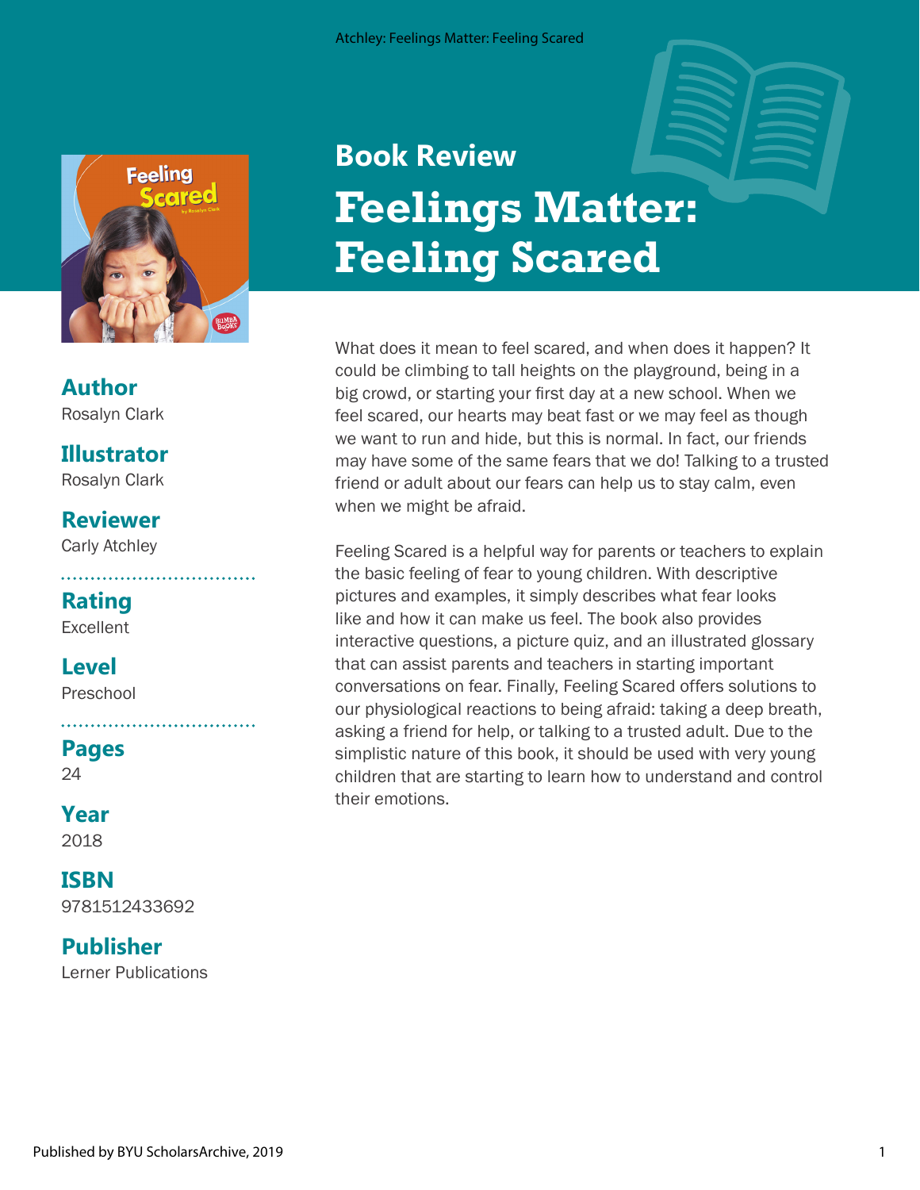# Book Review

# Feelings Matter: Feeling Scared

**Author**
Rosalyn Clark

**Illustrator**
Rosalyn Clark

**Reviewer**
Carly Atchley

**Rating**
Excellent

**Level**
Preschool

**Pages**
24

**Year**
2018

**ISBN**
9781512433692

**Publisher**
Lerner Publications

What does it mean to feel scared, and when does it happen? It could be climbing to tall heights on the playground, being in a big crowd, or starting your first day at a new school. When we feel scared, our hearts may beat fast or we may feel as though we want to run and hide, but this is normal. In fact, our friends may have some of the same fears that we do! Talking to a trusted friend or adult about our fears can help us to stay calm, even when we might be afraid.

Feeling Scared is a helpful way for parents or teachers to explain the basic feeling of fear to young children. With descriptive pictures and examples, it simply describes what fear looks like and how it can make us feel. The book also provides interactive questions, a picture quiz, and an illustrated glossary that can assist parents and teachers in starting important conversations on fear. Finally, Feeling Scared offers solutions to our physiological reactions to being afraid: taking a deep breath, asking a friend for help, or talking to a trusted adult. Due to the simplistic nature of this book, it should be used with very young children that are starting to learn how to understand and control their emotions.